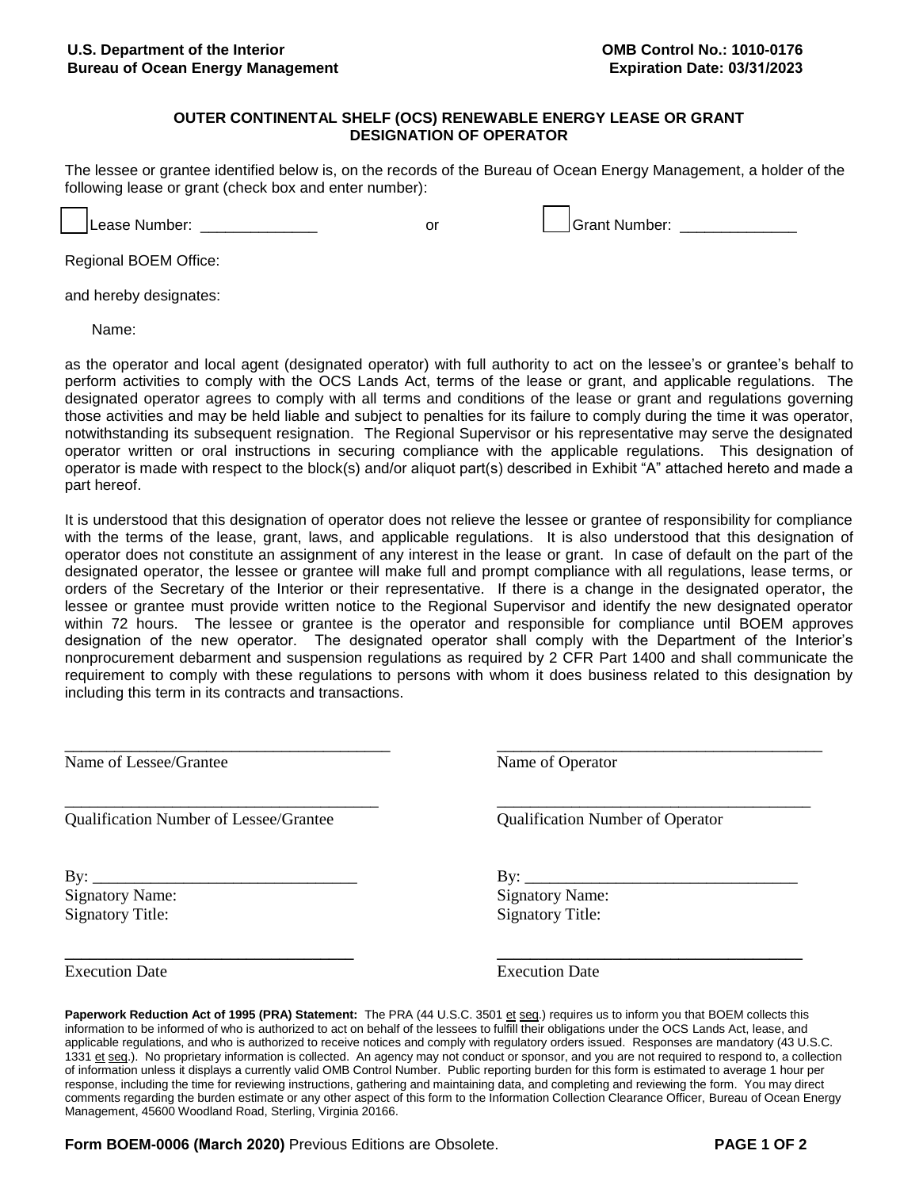**U.S. Department of the Interior**
**Bureau of Ocean Energy Management**

**OMB Control No.: 1010-0176**
**Expiration Date: 03/31/2023**

## OUTER CONTINENTAL SHELF (OCS) RENEWABLE ENERGY LEASE OR GRANT DESIGNATION OF OPERATOR

The lessee or grantee identified below is, on the records of the Bureau of Ocean Energy Management, a holder of the following lease or grant (check box and enter number):

☐ Lease Number: ______________ or ☐ Grant Number: ______________

Regional BOEM Office:

and hereby designates:

Name:

as the operator and local agent (designated operator) with full authority to act on the lessee's or grantee's behalf to perform activities to comply with the OCS Lands Act, terms of the lease or grant, and applicable regulations. The designated operator agrees to comply with all terms and conditions of the lease or grant and regulations governing those activities and may be held liable and subject to penalties for its failure to comply during the time it was operator, notwithstanding its subsequent resignation. The Regional Supervisor or his representative may serve the designated operator written or oral instructions in securing compliance with the applicable regulations. This designation of operator is made with respect to the block(s) and/or aliquot part(s) described in Exhibit "A" attached hereto and made a part hereof.

It is understood that this designation of operator does not relieve the lessee or grantee of responsibility for compliance with the terms of the lease, grant, laws, and applicable regulations. It is also understood that this designation of operator does not constitute an assignment of any interest in the lease or grant. In case of default on the part of the designated operator, the lessee or grantee will make full and prompt compliance with all regulations, lease terms, or orders of the Secretary of the Interior or their representative. If there is a change in the designated operator, the lessee or grantee must provide written notice to the Regional Supervisor and identify the new designated operator within 72 hours. The lessee or grantee is the operator and responsible for compliance until BOEM approves designation of the new operator. The designated operator shall comply with the Department of the Interior's nonprocurement debarment and suspension regulations as required by 2 CFR Part 1400 and shall communicate the requirement to comply with these regulations to persons with whom it does business related to this designation by including this term in its contracts and transactions.

______________________________________
Name of Lessee/Grantee

______________________________________
Qualification Number of Lessee/Grantee

By: ______________________________
Signatory Name:
Signatory Title:

______________________________________
Execution Date

______________________________________
Name of Operator

______________________________________
Qualification Number of Operator

By: ______________________________
Signatory Name:
Signatory Title:

______________________________________
Execution Date

**Paperwork Reduction Act of 1995 (PRA) Statement:** The PRA (44 U.S.C. 3501 et seq.) requires us to inform you that BOEM collects this information to be informed of who is authorized to act on behalf of the lessees to fulfill their obligations under the OCS Lands Act, lease, and applicable regulations, and who is authorized to receive notices and comply with regulatory orders issued. Responses are mandatory (43 U.S.C. 1331 et seq.). No proprietary information is collected. An agency may not conduct or sponsor, and you are not required to respond to, a collection of information unless it displays a currently valid OMB Control Number. Public reporting burden for this form is estimated to average 1 hour per response, including the time for reviewing instructions, gathering and maintaining data, and completing and reviewing the form. You may direct comments regarding the burden estimate or any other aspect of this form to the Information Collection Clearance Officer, Bureau of Ocean Energy Management, 45600 Woodland Road, Sterling, Virginia 20166.

**Form BOEM-0006 (March 2020)** Previous Editions are Obsolete.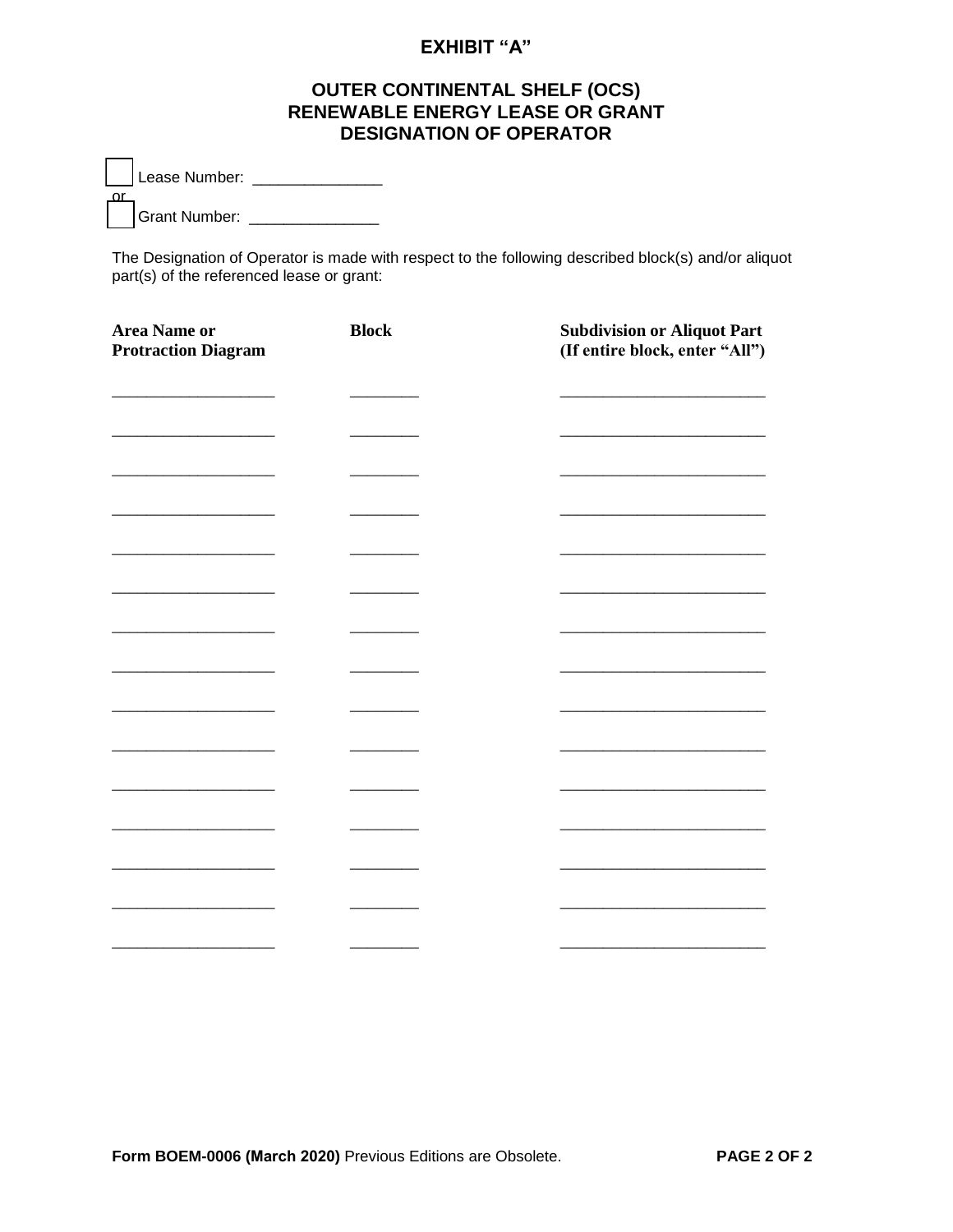# EXHIBIT "A"

## OUTER CONTINENTAL SHELF (OCS) RENEWABLE ENERGY LEASE OR GRANT DESIGNATION OF OPERATOR

☐ Lease Number: _______________

or

☐ Grant Number: _______________

The Designation of Operator is made with respect to the following described block(s) and/or aliquot part(s) of the referenced lease or grant:

| Area Name or Protraction Diagram | Block | Subdivision or Aliquot Part (If entire block, enter "All") |
| --- | --- | --- |
| | | |
| | | |
| | | |
| | | |
| | | |
| | | |
| | | |
| | | |
| | | |
| | | |
| | | |
| | | |
| | | |
| | | |
| | | |

**Form BOEM-0006 (March 2020)** Previous Editions are Obsolete.